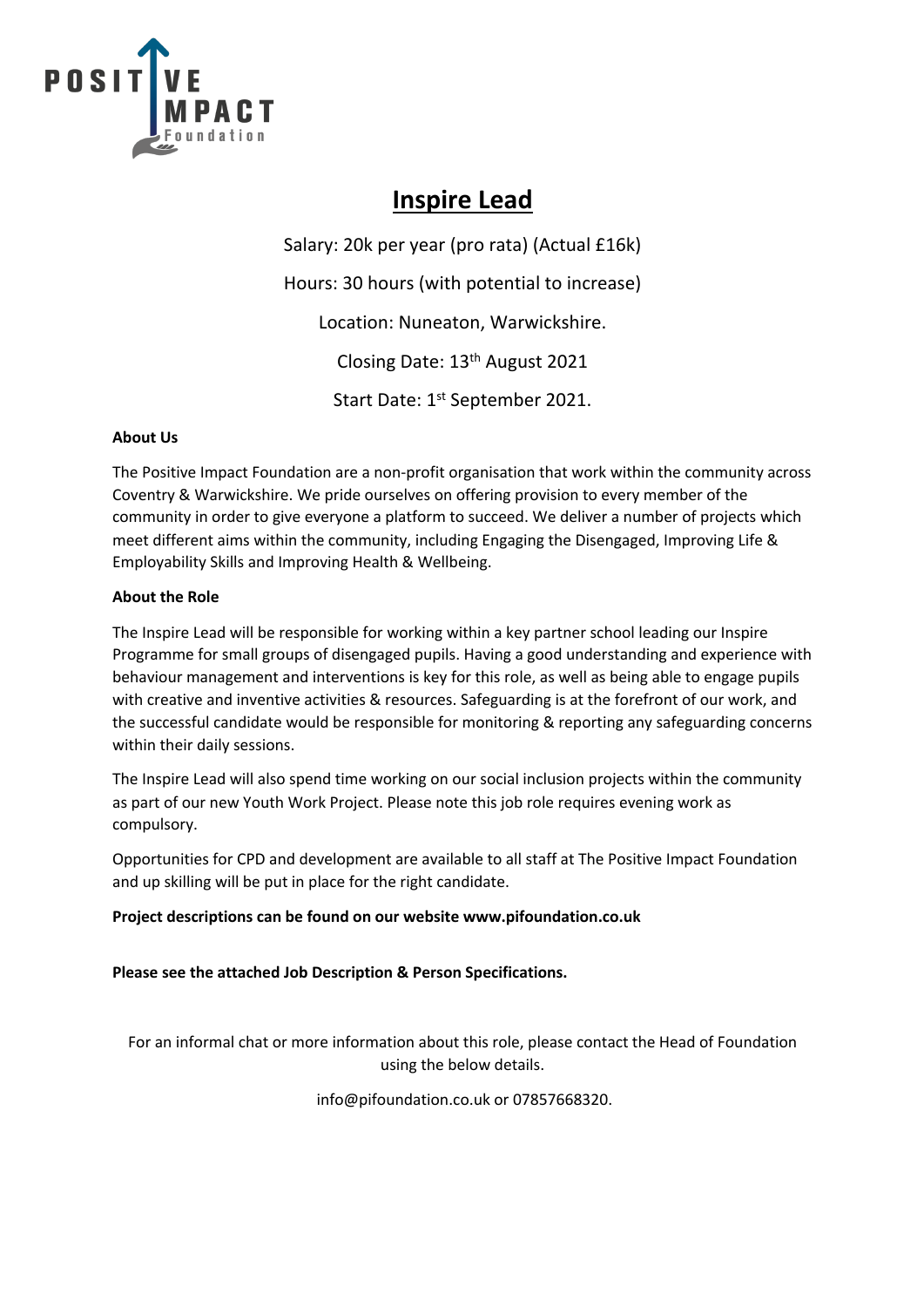# Inspire Lead

Salary: 20k per year (pro rata) (Actual £16k)

Hours: 30 hours (with potential to increase)

Location: Nuneaton, Warwickshire.

Closing Date: 13th August 2021

Start Date: 1st September 2021.

**About Us**

The Positive Impact Foundation are a non-profit organisation that work within the community across Coventry & Warwickshire. We pride ourselves on offering provision to every member of the community in order to give everyone a platform to succeed. We deliver a number of projects which meet different aims within the community, including Engaging the Disengaged, Improving Life & Employability Skills and Improving Health & Wellbeing.

**About the Role**

The Inspire Lead will be responsible for working within a key partner school leading our Inspire Programme for small groups of disengaged pupils. Having a good understanding and experience with behaviour management and interventions is key for this role, as well as being able to engage pupils with creative and inventive activities & resources. Safeguarding is at the forefront of our work, and the successful candidate would be responsible for monitoring & reporting any safeguarding concerns within their daily sessions.

The Inspire Lead will also spend time working on our social inclusion projects within the community as part of our new Youth Work Project. Please note this job role requires evening work as compulsory.

Opportunities for CPD and development are available to all staff at The Positive Impact Foundation and up skilling will be put in place for the right candidate.

**Project descriptions can be found on our website www.pifoundation.co.uk**

**Please see the attached Job Description & Person Specifications.**

For an informal chat or more information about this role, please contact the Head of Foundation using the below details.

info@pifoundation.co.uk or 07857668320.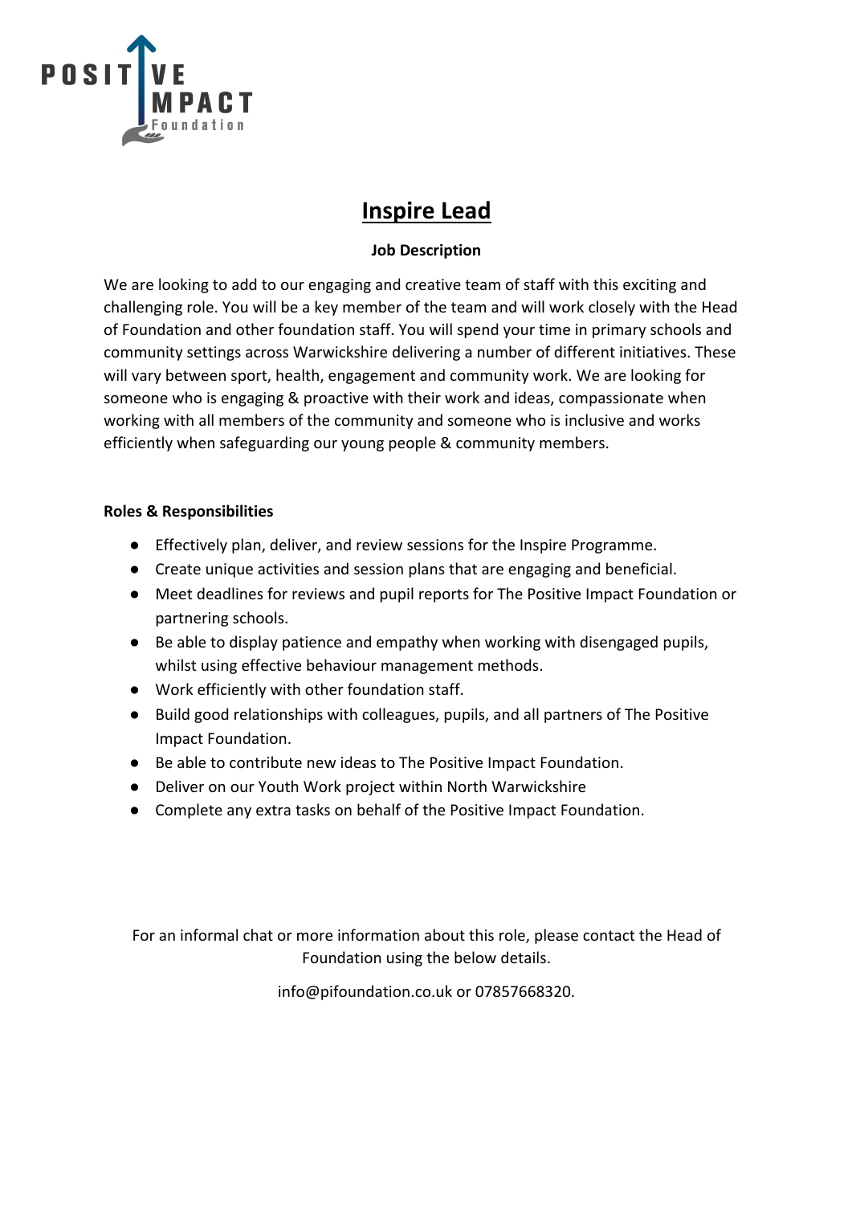# Inspire Lead

**Job Description**

We are looking to add to our engaging and creative team of staff with this exciting and challenging role. You will be a key member of the team and will work closely with the Head of Foundation and other foundation staff. You will spend your time in primary schools and community settings across Warwickshire delivering a number of different initiatives. These will vary between sport, health, engagement and community work. We are looking for someone who is engaging & proactive with their work and ideas, compassionate when working with all members of the community and someone who is inclusive and works efficiently when safeguarding our young people & community members.

**Roles & Responsibilities**

- Effectively plan, deliver, and review sessions for the Inspire Programme.
- Create unique activities and session plans that are engaging and beneficial.
- Meet deadlines for reviews and pupil reports for The Positive Impact Foundation or partnering schools.
- Be able to display patience and empathy when working with disengaged pupils, whilst using effective behaviour management methods.
- Work efficiently with other foundation staff.
- Build good relationships with colleagues, pupils, and all partners of The Positive Impact Foundation.
- Be able to contribute new ideas to The Positive Impact Foundation.
- Deliver on our Youth Work project within North Warwickshire
- Complete any extra tasks on behalf of the Positive Impact Foundation.

For an informal chat or more information about this role, please contact the Head of Foundation using the below details.

info@pifoundation.co.uk or 07857668320.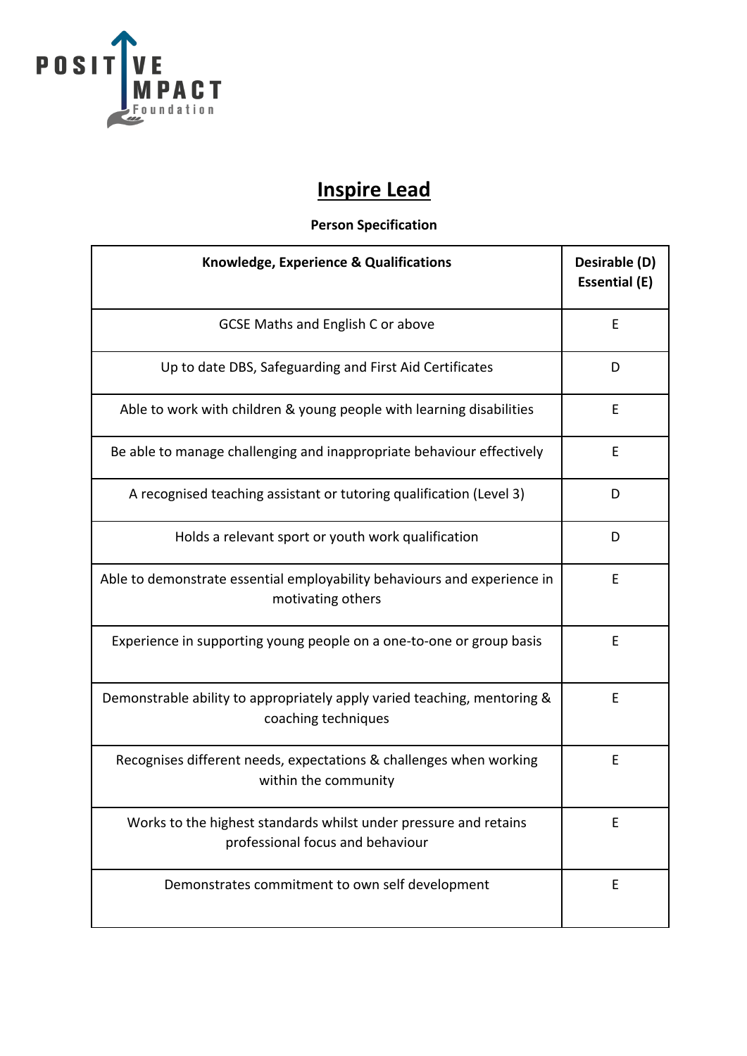# Inspire Lead

**Person Specification**

| Knowledge, Experience & Qualifications | Desirable (D) Essential (E) |
|---|---|
| GCSE Maths and English C or above | E |
| Up to date DBS, Safeguarding and First Aid Certificates | D |
| Able to work with children & young people with learning disabilities | E |
| Be able to manage challenging and inappropriate behaviour effectively | E |
| A recognised teaching assistant or tutoring qualification (Level 3) | D |
| Holds a relevant sport or youth work qualification | D |
| Able to demonstrate essential employability behaviours and experience in motivating others | E |
| Experience in supporting young people on a one-to-one or group basis | E |
| Demonstrable ability to appropriately apply varied teaching, mentoring & coaching techniques | E |
| Recognises different needs, expectations & challenges when working within the community | E |
| Works to the highest standards whilst under pressure and retains professional focus and behaviour | E |
| Demonstrates commitment to own self development | E |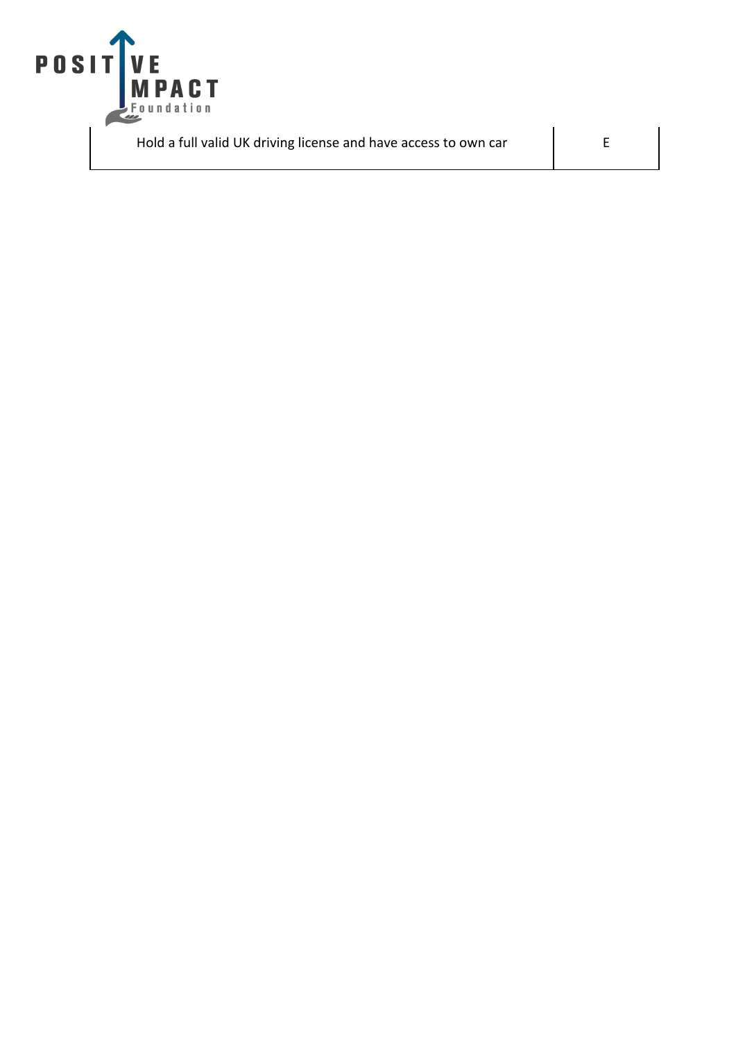| | |
|---|---|
| Hold a full valid UK driving license and have access to own car | E |